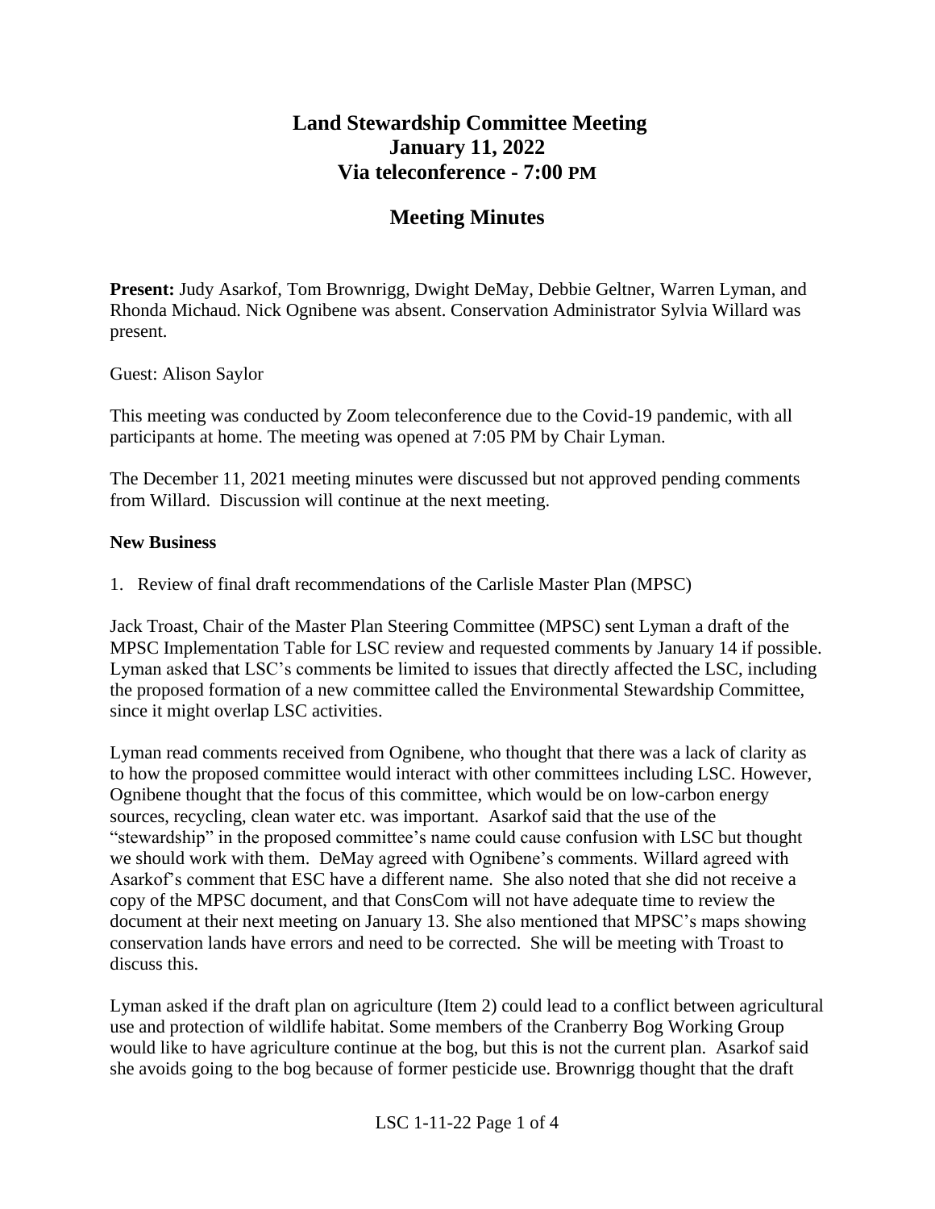# Land Stewardship Committee Meeting
# January 11, 2022
# Via teleconference - 7:00 PM

## Meeting Minutes

**Present:** Judy Asarkof, Tom Brownrigg, Dwight DeMay, Debbie Geltner, Warren Lyman, and Rhonda Michaud. Nick Ognibene was absent. Conservation Administrator Sylvia Willard was present.

Guest: Alison Saylor

This meeting was conducted by Zoom teleconference due to the Covid-19 pandemic, with all participants at home. The meeting was opened at 7:05 PM by Chair Lyman.

The December 11, 2021 meeting minutes were discussed but not approved pending comments from Willard. Discussion will continue at the next meeting.

**New Business**

1. Review of final draft recommendations of the Carlisle Master Plan (MPSC)

Jack Troast, Chair of the Master Plan Steering Committee (MPSC) sent Lyman a draft of the MPSC Implementation Table for LSC review and requested comments by January 14 if possible. Lyman asked that LSC's comments be limited to issues that directly affected the LSC, including the proposed formation of a new committee called the Environmental Stewardship Committee, since it might overlap LSC activities.

Lyman read comments received from Ognibene, who thought that there was a lack of clarity as to how the proposed committee would interact with other committees including LSC. However, Ognibene thought that the focus of this committee, which would be on low-carbon energy sources, recycling, clean water etc. was important. Asarkof said that the use of the "stewardship" in the proposed committee's name could cause confusion with LSC but thought we should work with them. DeMay agreed with Ognibene's comments. Willard agreed with Asarkof's comment that ESC have a different name. She also noted that she did not receive a copy of the MPSC document, and that ConsCom will not have adequate time to review the document at their next meeting on January 13. She also mentioned that MPSC's maps showing conservation lands have errors and need to be corrected. She will be meeting with Troast to discuss this.

Lyman asked if the draft plan on agriculture (Item 2) could lead to a conflict between agricultural use and protection of wildlife habitat. Some members of the Cranberry Bog Working Group would like to have agriculture continue at the bog, but this is not the current plan. Asarkof said she avoids going to the bog because of former pesticide use. Brownrigg thought that the draft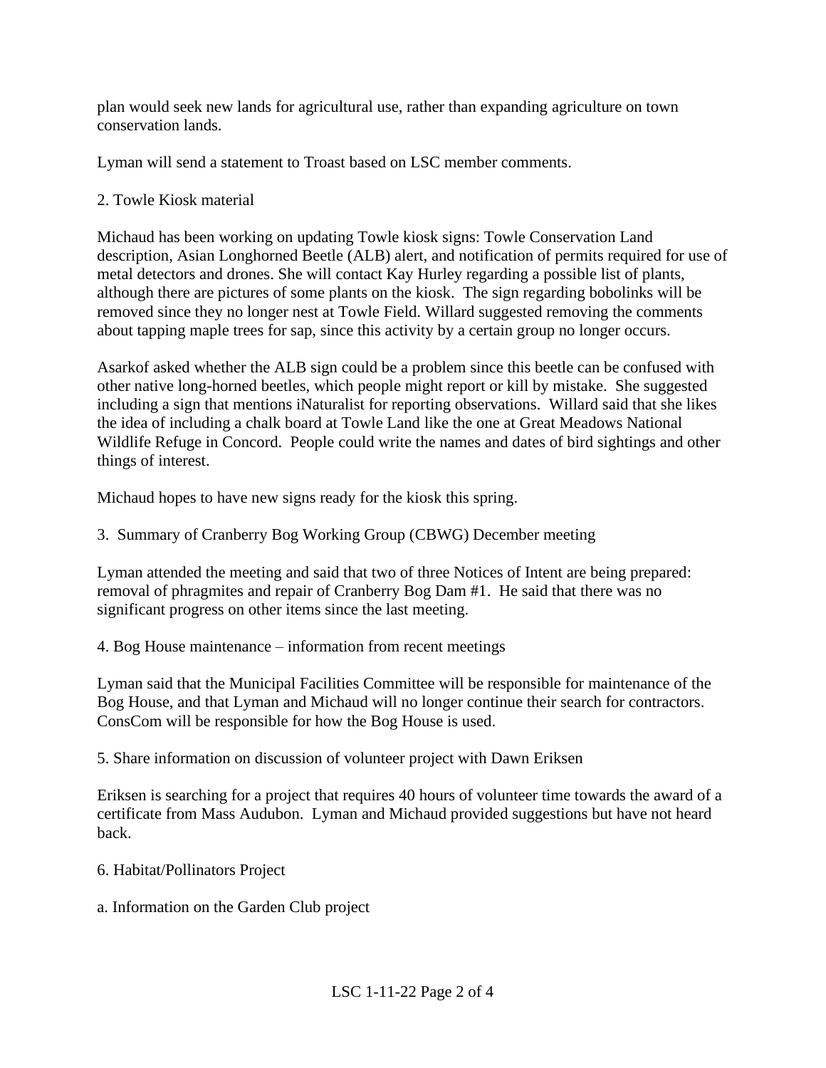plan would seek new lands for agricultural use, rather than expanding agriculture on town conservation lands.

Lyman will send a statement to Troast based on LSC member comments.

2. Towle Kiosk material

Michaud has been working on updating Towle kiosk signs: Towle Conservation Land description, Asian Longhorned Beetle (ALB) alert, and notification of permits required for use of metal detectors and drones. She will contact Kay Hurley regarding a possible list of plants, although there are pictures of some plants on the kiosk. The sign regarding bobolinks will be removed since they no longer nest at Towle Field. Willard suggested removing the comments about tapping maple trees for sap, since this activity by a certain group no longer occurs.

Asarkof asked whether the ALB sign could be a problem since this beetle can be confused with other native long-horned beetles, which people might report or kill by mistake. She suggested including a sign that mentions iNaturalist for reporting observations. Willard said that she likes the idea of including a chalk board at Towle Land like the one at Great Meadows National Wildlife Refuge in Concord. People could write the names and dates of bird sightings and other things of interest.

Michaud hopes to have new signs ready for the kiosk this spring.

3. Summary of Cranberry Bog Working Group (CBWG) December meeting

Lyman attended the meeting and said that two of three Notices of Intent are being prepared: removal of phragmites and repair of Cranberry Bog Dam #1. He said that there was no significant progress on other items since the last meeting.

4. Bog House maintenance – information from recent meetings

Lyman said that the Municipal Facilities Committee will be responsible for maintenance of the Bog House, and that Lyman and Michaud will no longer continue their search for contractors. ConsCom will be responsible for how the Bog House is used.

5. Share information on discussion of volunteer project with Dawn Eriksen

Eriksen is searching for a project that requires 40 hours of volunteer time towards the award of a certificate from Mass Audubon. Lyman and Michaud provided suggestions but have not heard back.

6. Habitat/Pollinators Project

a. Information on the Garden Club project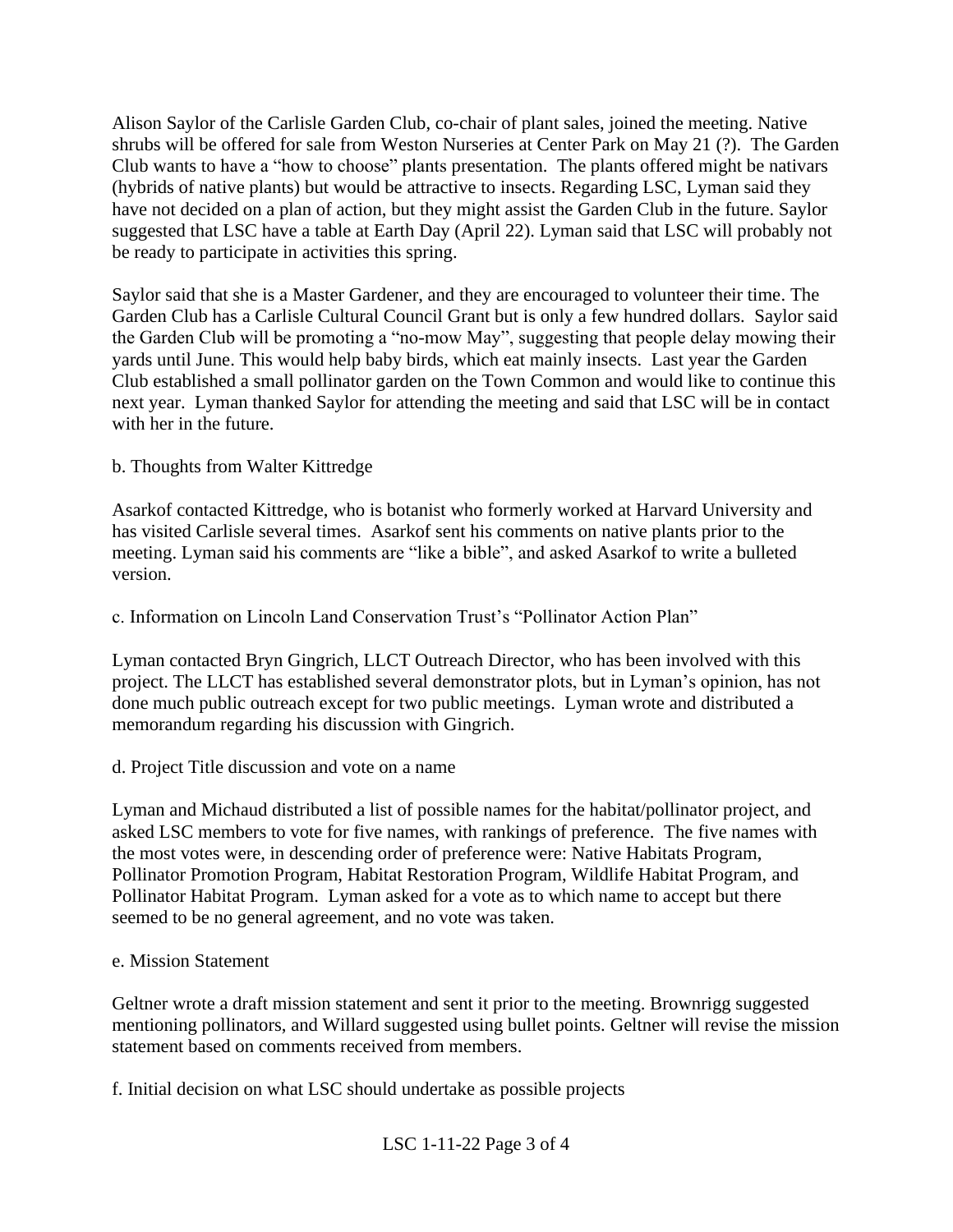Alison Saylor of the Carlisle Garden Club, co-chair of plant sales, joined the meeting. Native shrubs will be offered for sale from Weston Nurseries at Center Park on May 21 (?). The Garden Club wants to have a "how to choose" plants presentation. The plants offered might be nativars (hybrids of native plants) but would be attractive to insects. Regarding LSC, Lyman said they have not decided on a plan of action, but they might assist the Garden Club in the future. Saylor suggested that LSC have a table at Earth Day (April 22). Lyman said that LSC will probably not be ready to participate in activities this spring.

Saylor said that she is a Master Gardener, and they are encouraged to volunteer their time. The Garden Club has a Carlisle Cultural Council Grant but is only a few hundred dollars. Saylor said the Garden Club will be promoting a "no-mow May", suggesting that people delay mowing their yards until June. This would help baby birds, which eat mainly insects. Last year the Garden Club established a small pollinator garden on the Town Common and would like to continue this next year. Lyman thanked Saylor for attending the meeting and said that LSC will be in contact with her in the future.

b. Thoughts from Walter Kittredge

Asarkof contacted Kittredge, who is botanist who formerly worked at Harvard University and has visited Carlisle several times. Asarkof sent his comments on native plants prior to the meeting. Lyman said his comments are "like a bible", and asked Asarkof to write a bulleted version.

c. Information on Lincoln Land Conservation Trust's "Pollinator Action Plan"

Lyman contacted Bryn Gingrich, LLCT Outreach Director, who has been involved with this project. The LLCT has established several demonstrator plots, but in Lyman's opinion, has not done much public outreach except for two public meetings. Lyman wrote and distributed a memorandum regarding his discussion with Gingrich.

d. Project Title discussion and vote on a name

Lyman and Michaud distributed a list of possible names for the habitat/pollinator project, and asked LSC members to vote for five names, with rankings of preference. The five names with the most votes were, in descending order of preference were: Native Habitats Program, Pollinator Promotion Program, Habitat Restoration Program, Wildlife Habitat Program, and Pollinator Habitat Program. Lyman asked for a vote as to which name to accept but there seemed to be no general agreement, and no vote was taken.

e. Mission Statement

Geltner wrote a draft mission statement and sent it prior to the meeting. Brownrigg suggested mentioning pollinators, and Willard suggested using bullet points. Geltner will revise the mission statement based on comments received from members.

f. Initial decision on what LSC should undertake as possible projects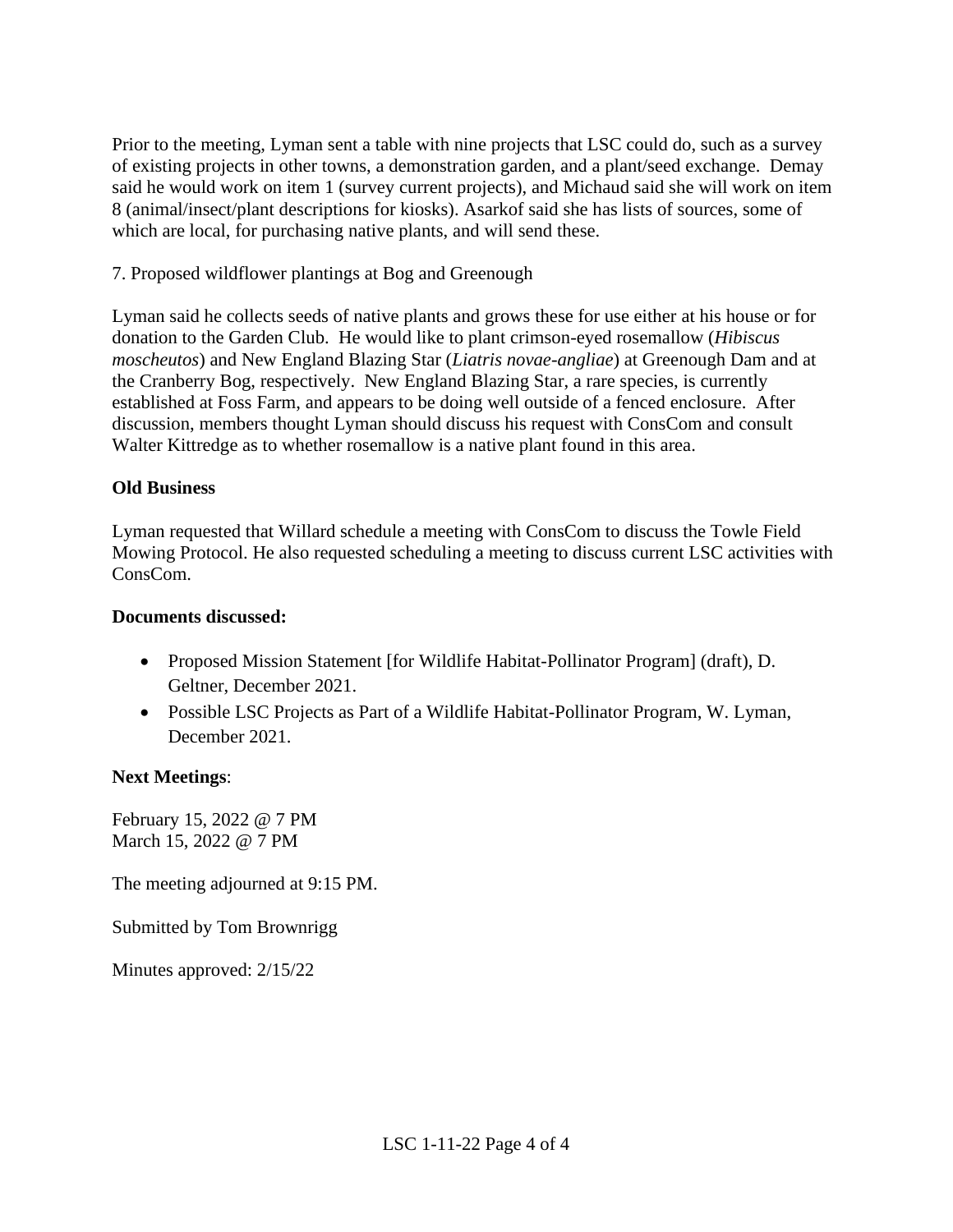Prior to the meeting, Lyman sent a table with nine projects that LSC could do, such as a survey of existing projects in other towns, a demonstration garden, and a plant/seed exchange. Demay said he would work on item 1 (survey current projects), and Michaud said she will work on item 8 (animal/insect/plant descriptions for kiosks). Asarkof said she has lists of sources, some of which are local, for purchasing native plants, and will send these.

7. Proposed wildflower plantings at Bog and Greenough

Lyman said he collects seeds of native plants and grows these for use either at his house or for donation to the Garden Club. He would like to plant crimson-eyed rosemallow (*Hibiscus moscheutos*) and New England Blazing Star (*Liatris novae-angliae*) at Greenough Dam and at the Cranberry Bog, respectively. New England Blazing Star, a rare species, is currently established at Foss Farm, and appears to be doing well outside of a fenced enclosure. After discussion, members thought Lyman should discuss his request with ConsCom and consult Walter Kittredge as to whether rosemallow is a native plant found in this area.

**Old Business**

Lyman requested that Willard schedule a meeting with ConsCom to discuss the Towle Field Mowing Protocol. He also requested scheduling a meeting to discuss current LSC activities with ConsCom.

**Documents discussed:**

- Proposed Mission Statement [for Wildlife Habitat-Pollinator Program] (draft), D. Geltner, December 2021.
- Possible LSC Projects as Part of a Wildlife Habitat-Pollinator Program, W. Lyman, December 2021.

**Next Meetings**:

February 15, 2022 @ 7 PM
March 15, 2022 @ 7 PM

The meeting adjourned at 9:15 PM.

Submitted by Tom Brownrigg

Minutes approved: 2/15/22